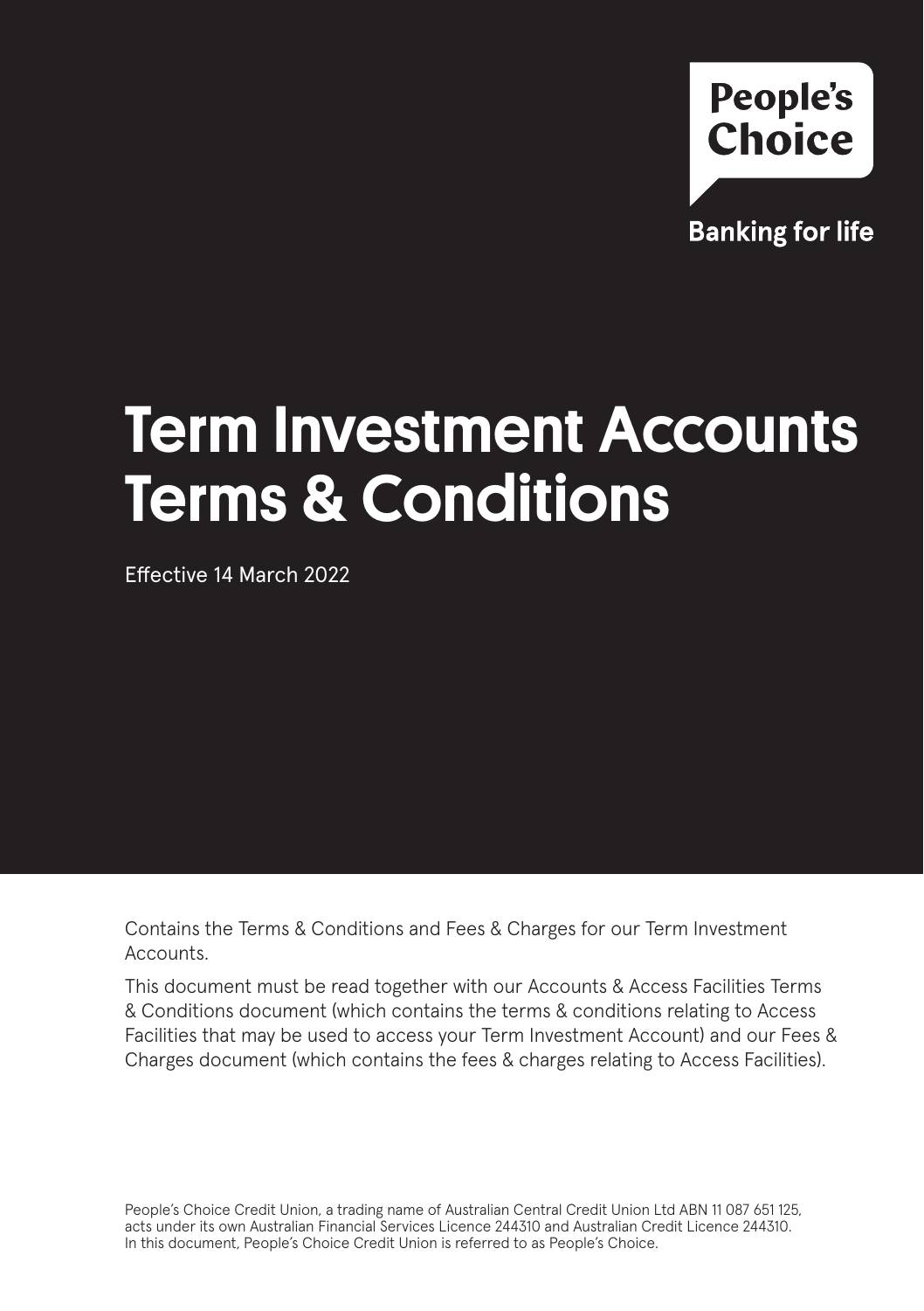People's Choice

Banking for life

# Term Investment Accounts Terms & Conditions

Effective 14 March 2022

Contains the Terms & Conditions and Fees & Charges for our Term Investment Accounts.

This document must be read together with our Accounts & Access Facilities Terms & Conditions document (which contains the terms & conditions relating to Access Facilities that may be used to access your Term Investment Account) and our Fees & Charges document (which contains the fees & charges relating to Access Facilities).

People's Choice Credit Union, a trading name of Australian Central Credit Union Ltd ABN 11 087 651 125, acts under its own Australian Financial Services Licence 244310 and Australian Credit Licence 244310. In this document, People's Choice Credit Union is referred to as People's Choice.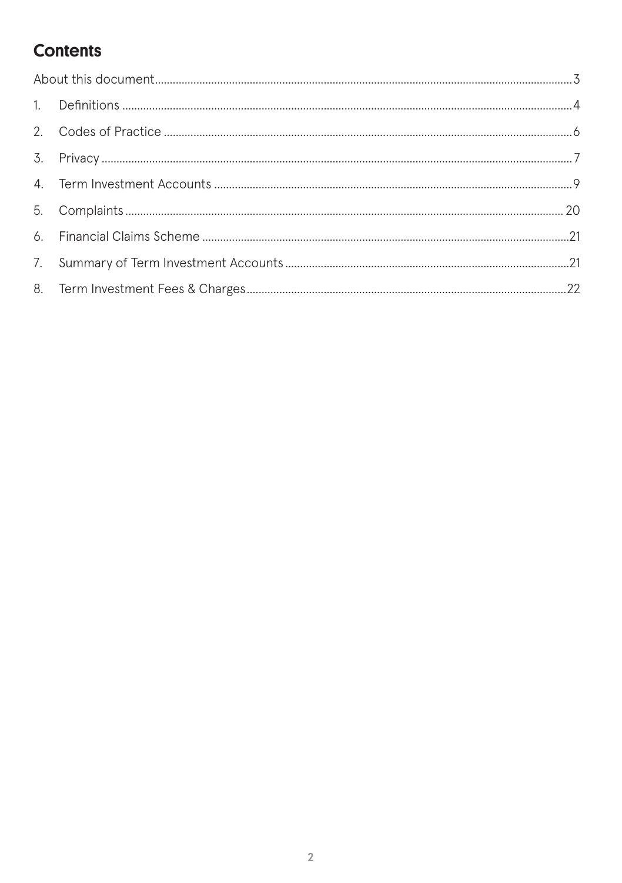## Contents

| | | |
|---|---|---|
| About this document | | 3 |
| 1. | Definitions | 4 |
| 2. | Codes of Practice | 6 |
| 3. | Privacy | 7 |
| 4. | Term Investment Accounts | 9 |
| 5. | Complaints | 20 |
| 6. | Financial Claims Scheme | 21 |
| 7. | Summary of Term Investment Accounts | 21 |
| 8. | Term Investment Fees & Charges | 22 |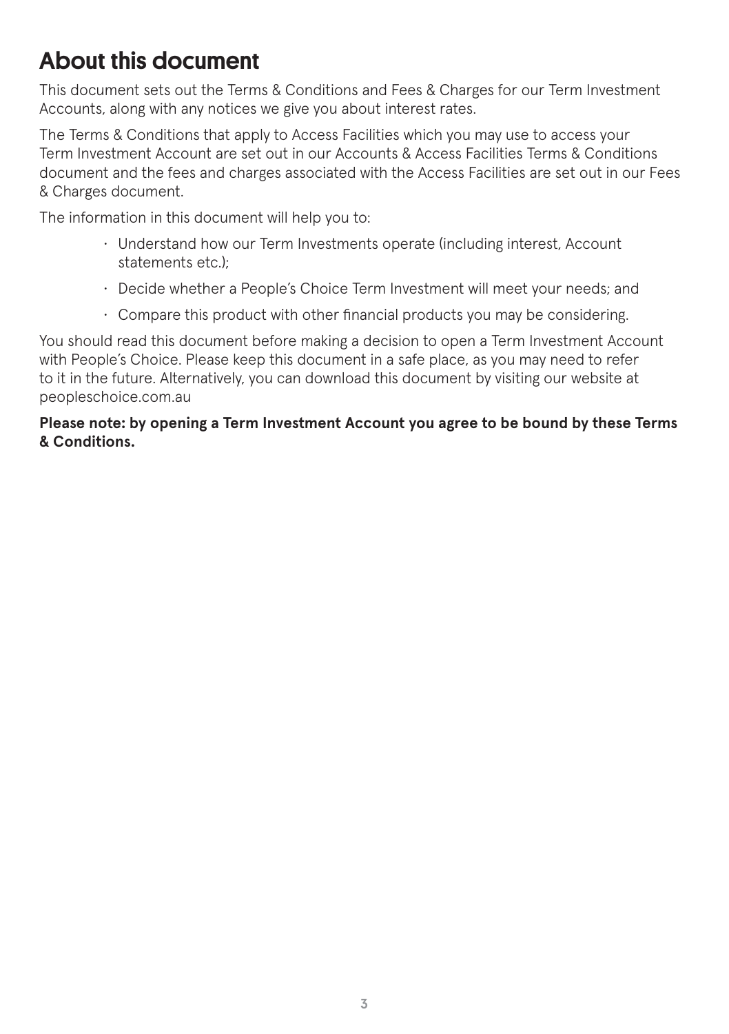# About this document

This document sets out the Terms & Conditions and Fees & Charges for our Term Investment Accounts, along with any notices we give you about interest rates.

The Terms & Conditions that apply to Access Facilities which you may use to access your Term Investment Account are set out in our Accounts & Access Facilities Terms & Conditions document and the fees and charges associated with the Access Facilities are set out in our Fees & Charges document.

The information in this document will help you to:

- Understand how our Term Investments operate (including interest, Account statements etc.);
- Decide whether a People's Choice Term Investment will meet your needs; and
- Compare this product with other financial products you may be considering.

You should read this document before making a decision to open a Term Investment Account with People's Choice. Please keep this document in a safe place, as you may need to refer to it in the future. Alternatively, you can download this document by visiting our website at peopleschoice.com.au

**Please note: by opening a Term Investment Account you agree to be bound by these Terms & Conditions.**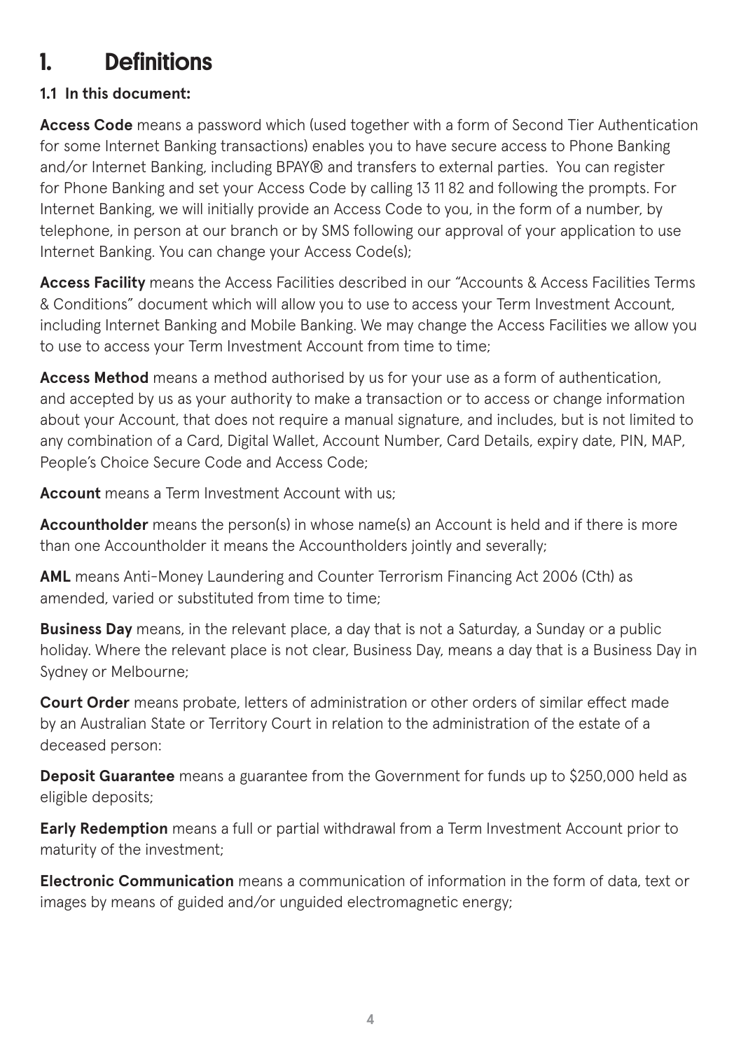# 1. Definitions

**1.1 In this document:**

**Access Code** means a password which (used together with a form of Second Tier Authentication for some Internet Banking transactions) enables you to have secure access to Phone Banking and/or Internet Banking, including BPAY® and transfers to external parties. You can register for Phone Banking and set your Access Code by calling 13 11 82 and following the prompts. For Internet Banking, we will initially provide an Access Code to you, in the form of a number, by telephone, in person at our branch or by SMS following our approval of your application to use Internet Banking. You can change your Access Code(s);

**Access Facility** means the Access Facilities described in our "Accounts & Access Facilities Terms & Conditions" document which will allow you to use to access your Term Investment Account, including Internet Banking and Mobile Banking. We may change the Access Facilities we allow you to use to access your Term Investment Account from time to time;

**Access Method** means a method authorised by us for your use as a form of authentication, and accepted by us as your authority to make a transaction or to access or change information about your Account, that does not require a manual signature, and includes, but is not limited to any combination of a Card, Digital Wallet, Account Number, Card Details, expiry date, PIN, MAP, People's Choice Secure Code and Access Code;

**Account** means a Term Investment Account with us;

**Accountholder** means the person(s) in whose name(s) an Account is held and if there is more than one Accountholder it means the Accountholders jointly and severally;

**AML** means Anti-Money Laundering and Counter Terrorism Financing Act 2006 (Cth) as amended, varied or substituted from time to time;

**Business Day** means, in the relevant place, a day that is not a Saturday, a Sunday or a public holiday. Where the relevant place is not clear, Business Day, means a day that is a Business Day in Sydney or Melbourne;

**Court Order** means probate, letters of administration or other orders of similar effect made by an Australian State or Territory Court in relation to the administration of the estate of a deceased person:

**Deposit Guarantee** means a guarantee from the Government for funds up to $250,000 held as eligible deposits;

**Early Redemption** means a full or partial withdrawal from a Term Investment Account prior to maturity of the investment;

**Electronic Communication** means a communication of information in the form of data, text or images by means of guided and/or unguided electromagnetic energy;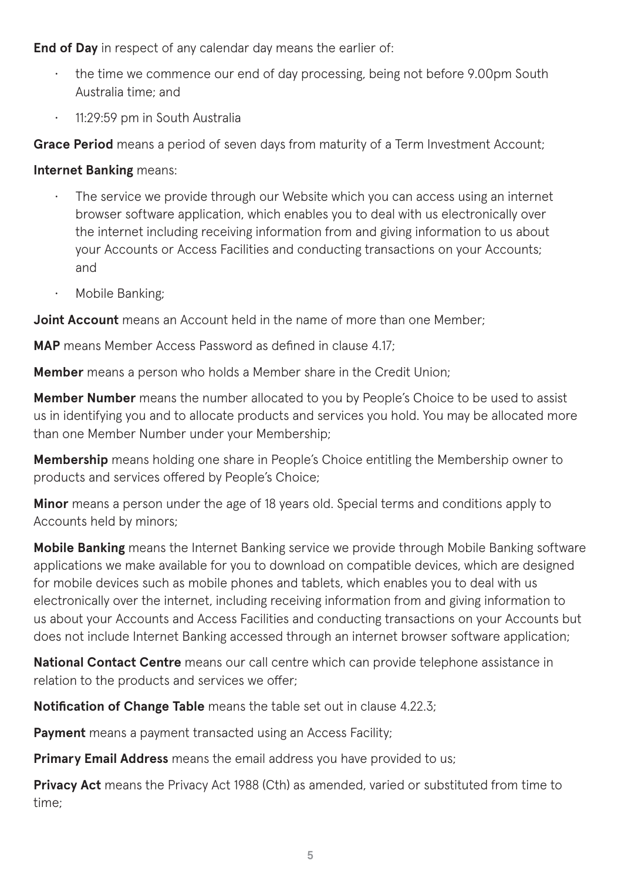**End of Day** in respect of any calendar day means the earlier of:

- the time we commence our end of day processing, being not before 9.00pm South Australia time; and
- 11:29:59 pm in South Australia

**Grace Period** means a period of seven days from maturity of a Term Investment Account;

**Internet Banking** means:

- The service we provide through our Website which you can access using an internet browser software application, which enables you to deal with us electronically over the internet including receiving information from and giving information to us about your Accounts or Access Facilities and conducting transactions on your Accounts; and
- Mobile Banking;

**Joint Account** means an Account held in the name of more than one Member;

**MAP** means Member Access Password as defined in clause 4.17;

**Member** means a person who holds a Member share in the Credit Union;

**Member Number** means the number allocated to you by People's Choice to be used to assist us in identifying you and to allocate products and services you hold. You may be allocated more than one Member Number under your Membership;

**Membership** means holding one share in People's Choice entitling the Membership owner to products and services offered by People's Choice;

**Minor** means a person under the age of 18 years old. Special terms and conditions apply to Accounts held by minors;

**Mobile Banking** means the Internet Banking service we provide through Mobile Banking software applications we make available for you to download on compatible devices, which are designed for mobile devices such as mobile phones and tablets, which enables you to deal with us electronically over the internet, including receiving information from and giving information to us about your Accounts and Access Facilities and conducting transactions on your Accounts but does not include Internet Banking accessed through an internet browser software application;

**National Contact Centre** means our call centre which can provide telephone assistance in relation to the products and services we offer;

**Notification of Change Table** means the table set out in clause 4.22.3;

**Payment** means a payment transacted using an Access Facility;

**Primary Email Address** means the email address you have provided to us;

**Privacy Act** means the Privacy Act 1988 (Cth) as amended, varied or substituted from time to time;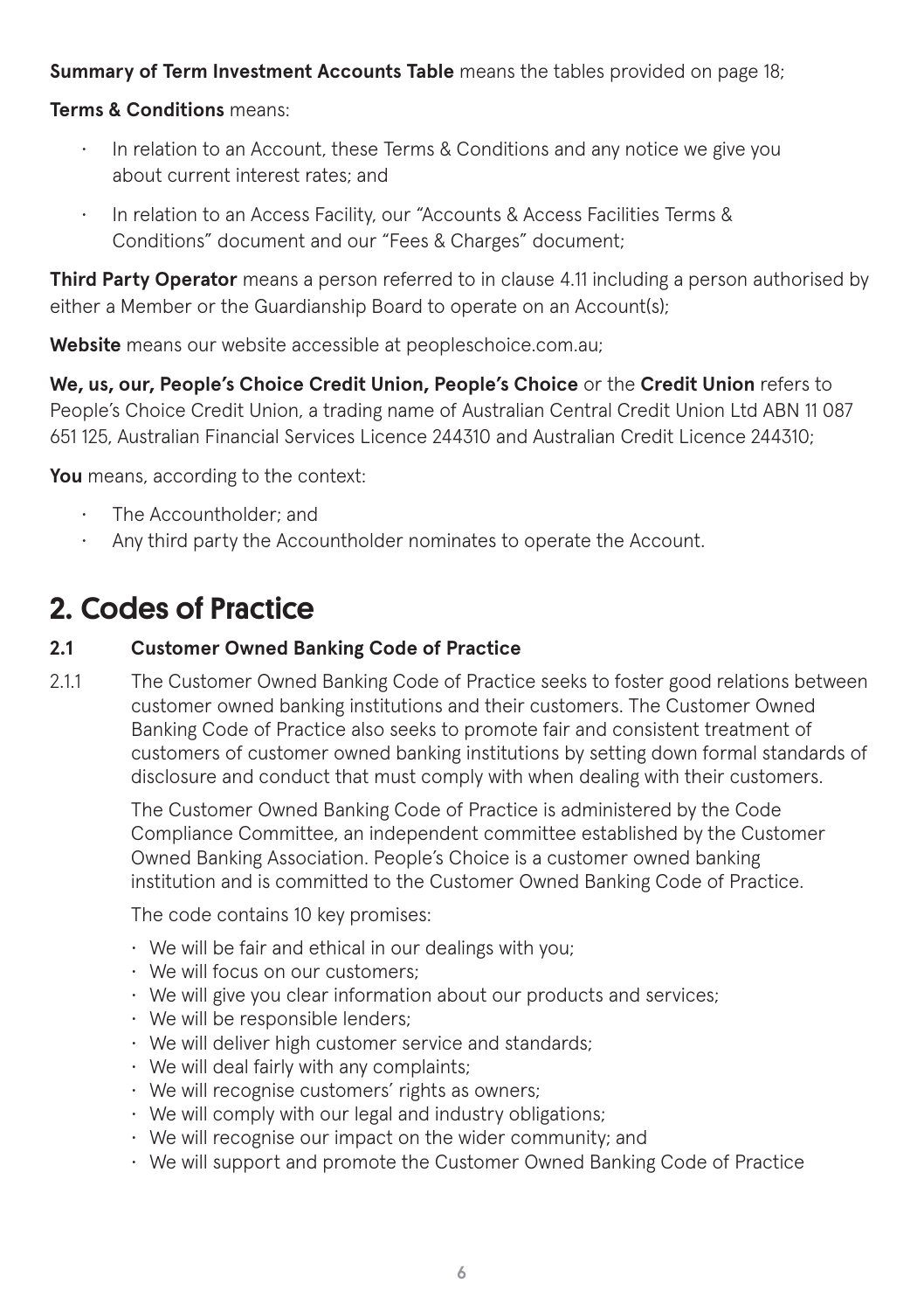**Summary of Term Investment Accounts Table** means the tables provided on page 18;

**Terms & Conditions** means:

- In relation to an Account, these Terms & Conditions and any notice we give you about current interest rates; and
- In relation to an Access Facility, our "Accounts & Access Facilities Terms & Conditions" document and our "Fees & Charges" document;

**Third Party Operator** means a person referred to in clause 4.11 including a person authorised by either a Member or the Guardianship Board to operate on an Account(s);

**Website** means our website accessible at peopleschoice.com.au;

**We, us, our, People's Choice Credit Union, People's Choice** or the **Credit Union** refers to People's Choice Credit Union, a trading name of Australian Central Credit Union Ltd ABN 11 087 651 125, Australian Financial Services Licence 244310 and Australian Credit Licence 244310;

**You** means, according to the context:

- The Accountholder; and
- Any third party the Accountholder nominates to operate the Account.

# 2. Codes of Practice

### 2.1 Customer Owned Banking Code of Practice

2.1.1 The Customer Owned Banking Code of Practice seeks to foster good relations between customer owned banking institutions and their customers. The Customer Owned Banking Code of Practice also seeks to promote fair and consistent treatment of customers of customer owned banking institutions by setting down formal standards of disclosure and conduct that must comply with when dealing with their customers.

The Customer Owned Banking Code of Practice is administered by the Code Compliance Committee, an independent committee established by the Customer Owned Banking Association. People's Choice is a customer owned banking institution and is committed to the Customer Owned Banking Code of Practice.

The code contains 10 key promises:

- We will be fair and ethical in our dealings with you;
- We will focus on our customers;
- We will give you clear information about our products and services;
- We will be responsible lenders;
- We will deliver high customer service and standards;
- We will deal fairly with any complaints;
- We will recognise customers' rights as owners;
- We will comply with our legal and industry obligations;
- We will recognise our impact on the wider community; and
- We will support and promote the Customer Owned Banking Code of Practice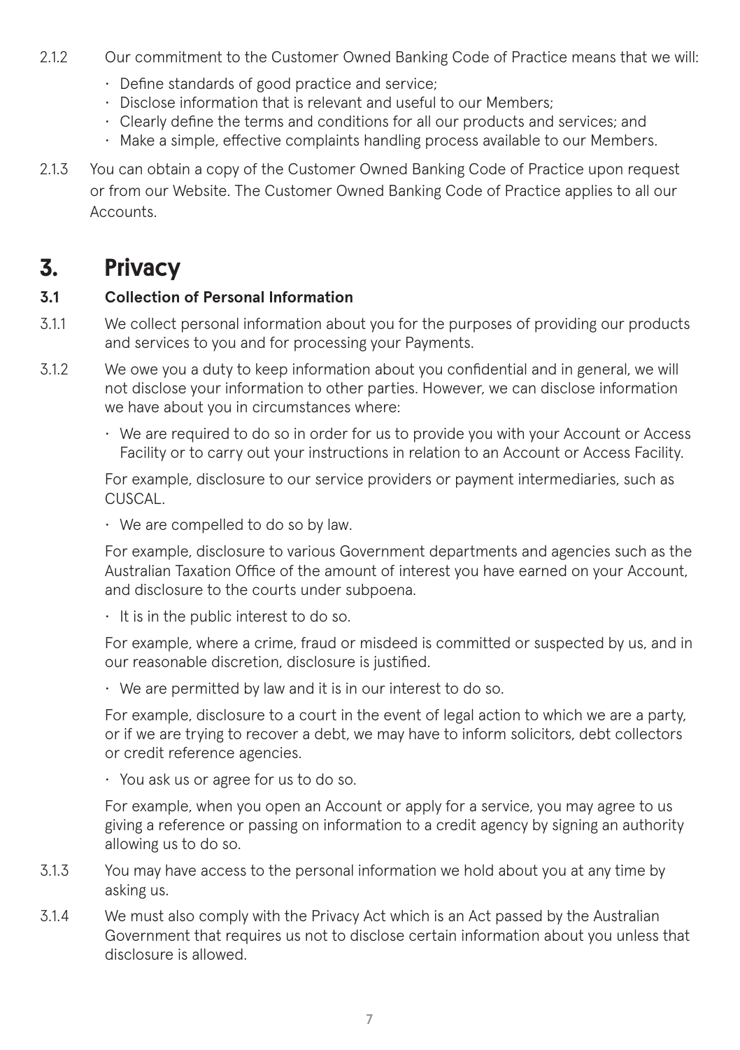2.1.2 Our commitment to the Customer Owned Banking Code of Practice means that we will:

- Define standards of good practice and service;
- Disclose information that is relevant and useful to our Members;
- Clearly define the terms and conditions for all our products and services; and
- Make a simple, effective complaints handling process available to our Members.

2.1.3 You can obtain a copy of the Customer Owned Banking Code of Practice upon request or from our Website. The Customer Owned Banking Code of Practice applies to all our Accounts.

# 3. Privacy

### 3.1 Collection of Personal Information

3.1.1 We collect personal information about you for the purposes of providing our products and services to you and for processing your Payments.

3.1.2 We owe you a duty to keep information about you confidential and in general, we will not disclose your information to other parties. However, we can disclose information we have about you in circumstances where:

- We are required to do so in order for us to provide you with your Account or Access Facility or to carry out your instructions in relation to an Account or Access Facility.

  For example, disclosure to our service providers or payment intermediaries, such as CUSCAL.

- We are compelled to do so by law.

  For example, disclosure to various Government departments and agencies such as the Australian Taxation Office of the amount of interest you have earned on your Account, and disclosure to the courts under subpoena.

- It is in the public interest to do so.

  For example, where a crime, fraud or misdeed is committed or suspected by us, and in our reasonable discretion, disclosure is justified.

- We are permitted by law and it is in our interest to do so.

  For example, disclosure to a court in the event of legal action to which we are a party, or if we are trying to recover a debt, we may have to inform solicitors, debt collectors or credit reference agencies.

- You ask us or agree for us to do so.

  For example, when you open an Account or apply for a service, you may agree to us giving a reference or passing on information to a credit agency by signing an authority allowing us to do so.

3.1.3 You may have access to the personal information we hold about you at any time by asking us.

3.1.4 We must also comply with the Privacy Act which is an Act passed by the Australian Government that requires us not to disclose certain information about you unless that disclosure is allowed.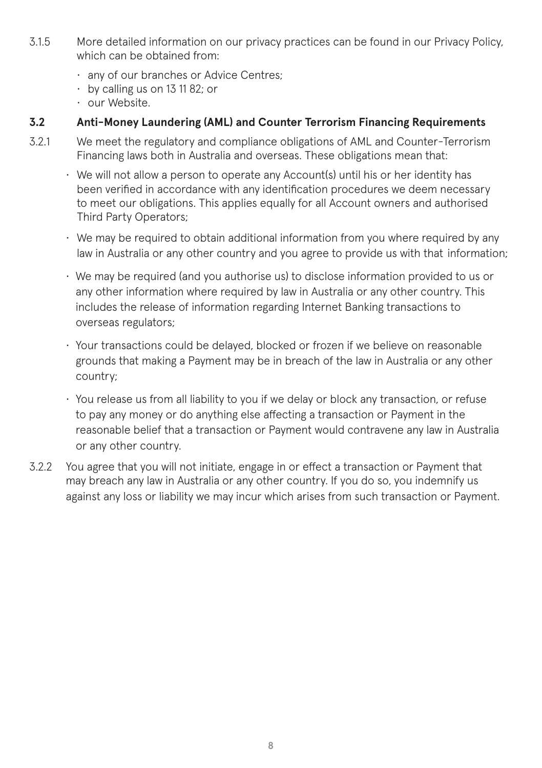3.1.5 More detailed information on our privacy practices can be found in our Privacy Policy, which can be obtained from:

- any of our branches or Advice Centres;
- by calling us on 13 11 82; or
- our Website.

### 3.2 Anti-Money Laundering (AML) and Counter Terrorism Financing Requirements

3.2.1 We meet the regulatory and compliance obligations of AML and Counter-Terrorism Financing laws both in Australia and overseas. These obligations mean that:

- We will not allow a person to operate any Account(s) until his or her identity has been verified in accordance with any identification procedures we deem necessary to meet our obligations. This applies equally for all Account owners and authorised Third Party Operators;
- We may be required to obtain additional information from you where required by any law in Australia or any other country and you agree to provide us with that information;
- We may be required (and you authorise us) to disclose information provided to us or any other information where required by law in Australia or any other country. This includes the release of information regarding Internet Banking transactions to overseas regulators;
- Your transactions could be delayed, blocked or frozen if we believe on reasonable grounds that making a Payment may be in breach of the law in Australia or any other country;
- You release us from all liability to you if we delay or block any transaction, or refuse to pay any money or do anything else affecting a transaction or Payment in the reasonable belief that a transaction or Payment would contravene any law in Australia or any other country.

3.2.2 You agree that you will not initiate, engage in or effect a transaction or Payment that may breach any law in Australia or any other country. If you do so, you indemnify us against any loss or liability we may incur which arises from such transaction or Payment.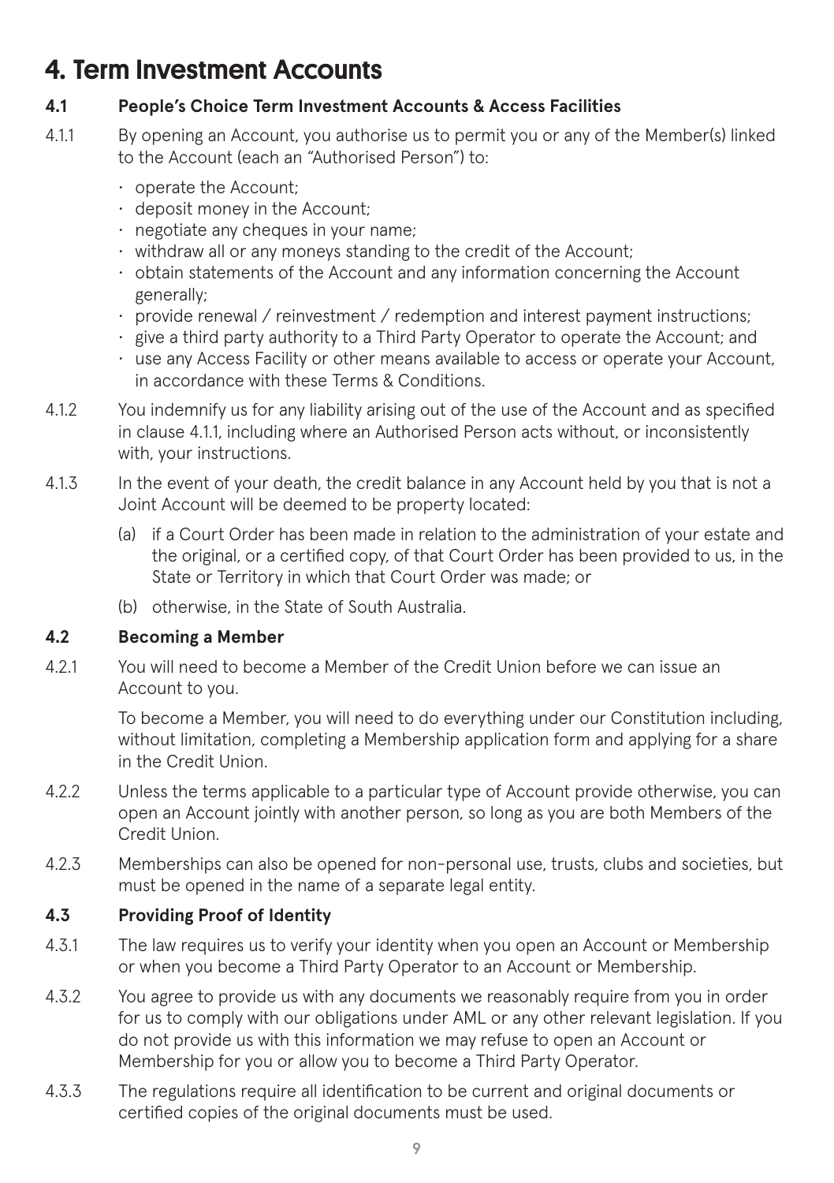# 4. Term Investment Accounts

### 4.1 People's Choice Term Investment Accounts & Access Facilities

4.1.1 By opening an Account, you authorise us to permit you or any of the Member(s) linked to the Account (each an "Authorised Person") to:

- operate the Account;
- deposit money in the Account;
- negotiate any cheques in your name;
- withdraw all or any moneys standing to the credit of the Account;
- obtain statements of the Account and any information concerning the Account generally;
- provide renewal / reinvestment / redemption and interest payment instructions;
- give a third party authority to a Third Party Operator to operate the Account; and
- use any Access Facility or other means available to access or operate your Account, in accordance with these Terms & Conditions.

4.1.2 You indemnify us for any liability arising out of the use of the Account and as specified in clause 4.1.1, including where an Authorised Person acts without, or inconsistently with, your instructions.

4.1.3 In the event of your death, the credit balance in any Account held by you that is not a Joint Account will be deemed to be property located:

(a) if a Court Order has been made in relation to the administration of your estate and the original, or a certified copy, of that Court Order has been provided to us, in the State or Territory in which that Court Order was made; or

(b) otherwise, in the State of South Australia.

### 4.2 Becoming a Member

4.2.1 You will need to become a Member of the Credit Union before we can issue an Account to you.

To become a Member, you will need to do everything under our Constitution including, without limitation, completing a Membership application form and applying for a share in the Credit Union.

4.2.2 Unless the terms applicable to a particular type of Account provide otherwise, you can open an Account jointly with another person, so long as you are both Members of the Credit Union.

4.2.3 Memberships can also be opened for non-personal use, trusts, clubs and societies, but must be opened in the name of a separate legal entity.

### 4.3 Providing Proof of Identity

4.3.1 The law requires us to verify your identity when you open an Account or Membership or when you become a Third Party Operator to an Account or Membership.

4.3.2 You agree to provide us with any documents we reasonably require from you in order for us to comply with our obligations under AML or any other relevant legislation. If you do not provide us with this information we may refuse to open an Account or Membership for you or allow you to become a Third Party Operator.

4.3.3 The regulations require all identification to be current and original documents or certified copies of the original documents must be used.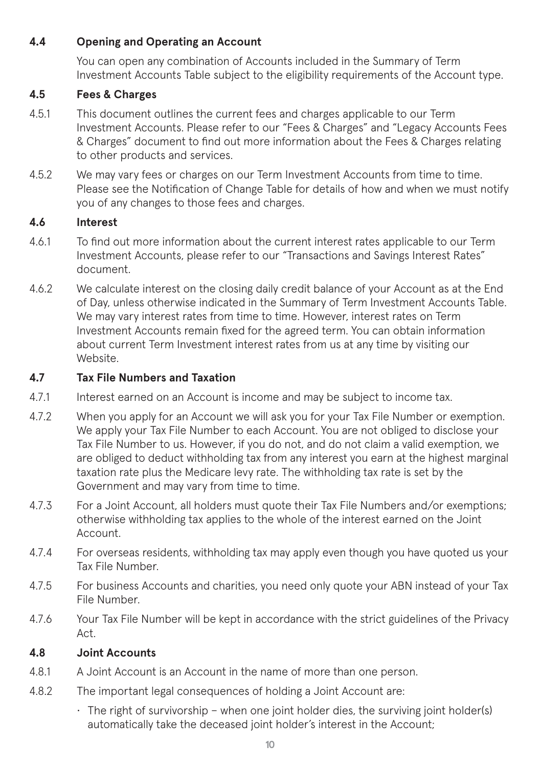### 4.4 Opening and Operating an Account

You can open any combination of Accounts included in the Summary of Term Investment Accounts Table subject to the eligibility requirements of the Account type.

### 4.5 Fees & Charges

4.5.1 This document outlines the current fees and charges applicable to our Term Investment Accounts. Please refer to our "Fees & Charges" and "Legacy Accounts Fees & Charges" document to find out more information about the Fees & Charges relating to other products and services.

4.5.2 We may vary fees or charges on our Term Investment Accounts from time to time. Please see the Notification of Change Table for details of how and when we must notify you of any changes to those fees and charges.

### 4.6 Interest

4.6.1 To find out more information about the current interest rates applicable to our Term Investment Accounts, please refer to our "Transactions and Savings Interest Rates" document.

4.6.2 We calculate interest on the closing daily credit balance of your Account as at the End of Day, unless otherwise indicated in the Summary of Term Investment Accounts Table. We may vary interest rates from time to time. However, interest rates on Term Investment Accounts remain fixed for the agreed term. You can obtain information about current Term Investment interest rates from us at any time by visiting our Website.

### 4.7 Tax File Numbers and Taxation

4.7.1 Interest earned on an Account is income and may be subject to income tax.

4.7.2 When you apply for an Account we will ask you for your Tax File Number or exemption. We apply your Tax File Number to each Account. You are not obliged to disclose your Tax File Number to us. However, if you do not, and do not claim a valid exemption, we are obliged to deduct withholding tax from any interest you earn at the highest marginal taxation rate plus the Medicare levy rate. The withholding tax rate is set by the Government and may vary from time to time.

4.7.3 For a Joint Account, all holders must quote their Tax File Numbers and/or exemptions; otherwise withholding tax applies to the whole of the interest earned on the Joint Account.

4.7.4 For overseas residents, withholding tax may apply even though you have quoted us your Tax File Number.

4.7.5 For business Accounts and charities, you need only quote your ABN instead of your Tax File Number.

4.7.6 Your Tax File Number will be kept in accordance with the strict guidelines of the Privacy Act.

### 4.8 Joint Accounts

4.8.1 A Joint Account is an Account in the name of more than one person.

4.8.2 The important legal consequences of holding a Joint Account are:

- The right of survivorship – when one joint holder dies, the surviving joint holder(s) automatically take the deceased joint holder's interest in the Account;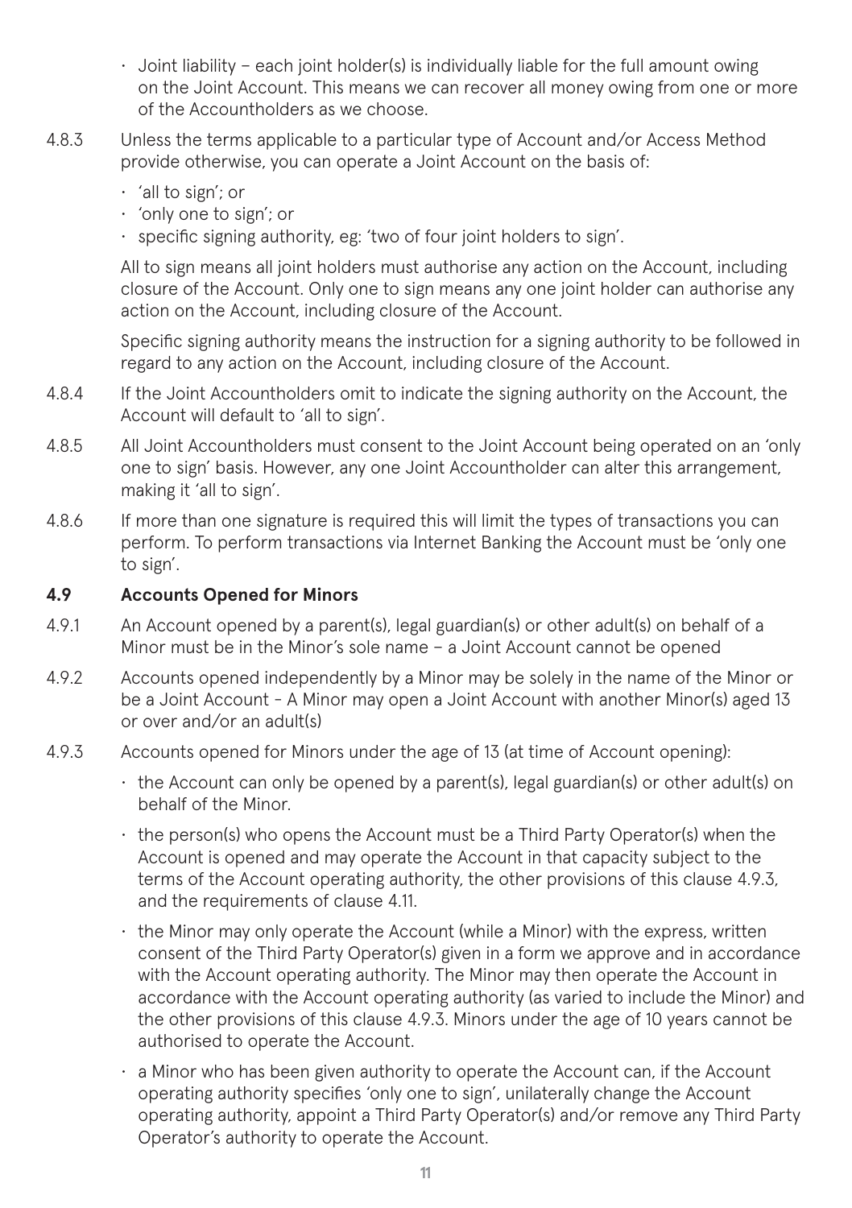- Joint liability – each joint holder(s) is individually liable for the full amount owing on the Joint Account. This means we can recover all money owing from one or more of the Accountholders as we choose.

4.8.3 Unless the terms applicable to a particular type of Account and/or Access Method provide otherwise, you can operate a Joint Account on the basis of:

- 'all to sign'; or
- 'only one to sign'; or
- specific signing authority, eg: 'two of four joint holders to sign'.

All to sign means all joint holders must authorise any action on the Account, including closure of the Account. Only one to sign means any one joint holder can authorise any action on the Account, including closure of the Account.

Specific signing authority means the instruction for a signing authority to be followed in regard to any action on the Account, including closure of the Account.

4.8.4 If the Joint Accountholders omit to indicate the signing authority on the Account, the Account will default to 'all to sign'.

4.8.5 All Joint Accountholders must consent to the Joint Account being operated on an 'only one to sign' basis. However, any one Joint Accountholder can alter this arrangement, making it 'all to sign'.

4.8.6 If more than one signature is required this will limit the types of transactions you can perform. To perform transactions via Internet Banking the Account must be 'only one to sign'.

**4.9 Accounts Opened for Minors**

4.9.1 An Account opened by a parent(s), legal guardian(s) or other adult(s) on behalf of a Minor must be in the Minor's sole name – a Joint Account cannot be opened

4.9.2 Accounts opened independently by a Minor may be solely in the name of the Minor or be a Joint Account - A Minor may open a Joint Account with another Minor(s) aged 13 or over and/or an adult(s)

4.9.3 Accounts opened for Minors under the age of 13 (at time of Account opening):

- the Account can only be opened by a parent(s), legal guardian(s) or other adult(s) on behalf of the Minor.
- the person(s) who opens the Account must be a Third Party Operator(s) when the Account is opened and may operate the Account in that capacity subject to the terms of the Account operating authority, the other provisions of this clause 4.9.3, and the requirements of clause 4.11.
- the Minor may only operate the Account (while a Minor) with the express, written consent of the Third Party Operator(s) given in a form we approve and in accordance with the Account operating authority. The Minor may then operate the Account in accordance with the Account operating authority (as varied to include the Minor) and the other provisions of this clause 4.9.3. Minors under the age of 10 years cannot be authorised to operate the Account.
- a Minor who has been given authority to operate the Account can, if the Account operating authority specifies 'only one to sign', unilaterally change the Account operating authority, appoint a Third Party Operator(s) and/or remove any Third Party Operator's authority to operate the Account.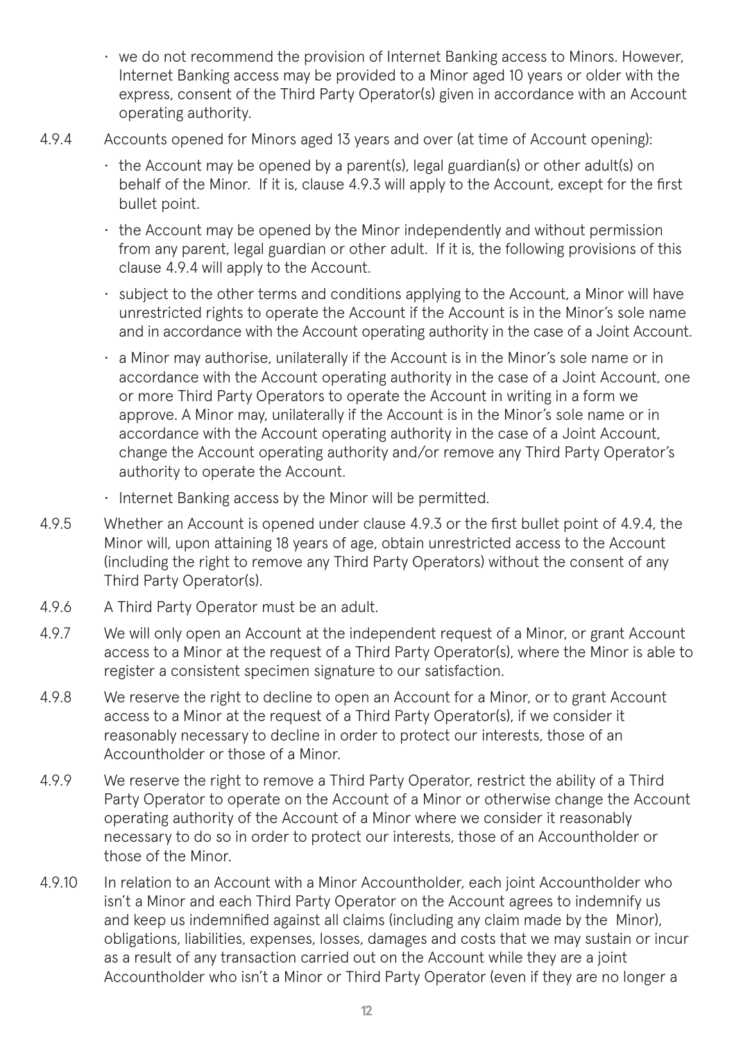- we do not recommend the provision of Internet Banking access to Minors. However, Internet Banking access may be provided to a Minor aged 10 years or older with the express, consent of the Third Party Operator(s) given in accordance with an Account operating authority.

4.9.4 Accounts opened for Minors aged 13 years and over (at time of Account opening):

- the Account may be opened by a parent(s), legal guardian(s) or other adult(s) on behalf of the Minor. If it is, clause 4.9.3 will apply to the Account, except for the first bullet point.
- the Account may be opened by the Minor independently and without permission from any parent, legal guardian or other adult. If it is, the following provisions of this clause 4.9.4 will apply to the Account.
- subject to the other terms and conditions applying to the Account, a Minor will have unrestricted rights to operate the Account if the Account is in the Minor's sole name and in accordance with the Account operating authority in the case of a Joint Account.
- a Minor may authorise, unilaterally if the Account is in the Minor's sole name or in accordance with the Account operating authority in the case of a Joint Account, one or more Third Party Operators to operate the Account in writing in a form we approve. A Minor may, unilaterally if the Account is in the Minor's sole name or in accordance with the Account operating authority in the case of a Joint Account, change the Account operating authority and/or remove any Third Party Operator's authority to operate the Account.
- Internet Banking access by the Minor will be permitted.

4.9.5 Whether an Account is opened under clause 4.9.3 or the first bullet point of 4.9.4, the Minor will, upon attaining 18 years of age, obtain unrestricted access to the Account (including the right to remove any Third Party Operators) without the consent of any Third Party Operator(s).

4.9.6 A Third Party Operator must be an adult.

4.9.7 We will only open an Account at the independent request of a Minor, or grant Account access to a Minor at the request of a Third Party Operator(s), where the Minor is able to register a consistent specimen signature to our satisfaction.

4.9.8 We reserve the right to decline to open an Account for a Minor, or to grant Account access to a Minor at the request of a Third Party Operator(s), if we consider it reasonably necessary to decline in order to protect our interests, those of an Accountholder or those of a Minor.

4.9.9 We reserve the right to remove a Third Party Operator, restrict the ability of a Third Party Operator to operate on the Account of a Minor or otherwise change the Account operating authority of the Account of a Minor where we consider it reasonably necessary to do so in order to protect our interests, those of an Accountholder or those of the Minor.

4.9.10 In relation to an Account with a Minor Accountholder, each joint Accountholder who isn't a Minor and each Third Party Operator on the Account agrees to indemnify us and keep us indemnified against all claims (including any claim made by the Minor), obligations, liabilities, expenses, losses, damages and costs that we may sustain or incur as a result of any transaction carried out on the Account while they are a joint Accountholder who isn't a Minor or Third Party Operator (even if they are no longer a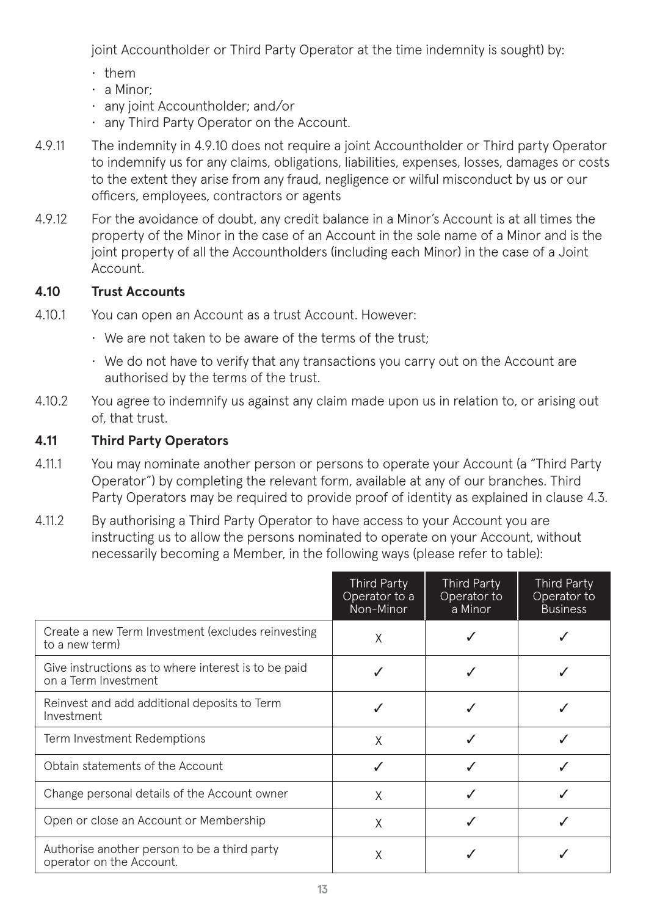joint Accountholder or Third Party Operator at the time indemnity is sought) by:

- them
- a Minor;
- any joint Accountholder; and/or
- any Third Party Operator on the Account.

4.9.11 The indemnity in 4.9.10 does not require a joint Accountholder or Third party Operator to indemnify us for any claims, obligations, liabilities, expenses, losses, damages or costs to the extent they arise from any fraud, negligence or wilful misconduct by us or our officers, employees, contractors or agents

4.9.12 For the avoidance of doubt, any credit balance in a Minor's Account is at all times the property of the Minor in the case of an Account in the sole name of a Minor and is the joint property of all the Accountholders (including each Minor) in the case of a Joint Account.

### 4.10 Trust Accounts

4.10.1 You can open an Account as a trust Account. However:

- We are not taken to be aware of the terms of the trust;
- We do not have to verify that any transactions you carry out on the Account are authorised by the terms of the trust.

4.10.2 You agree to indemnify us against any claim made upon us in relation to, or arising out of, that trust.

### 4.11 Third Party Operators

4.11.1 You may nominate another person or persons to operate your Account (a "Third Party Operator") by completing the relevant form, available at any of our branches. Third Party Operators may be required to provide proof of identity as explained in clause 4.3.

4.11.2 By authorising a Third Party Operator to have access to your Account you are instructing us to allow the persons nominated to operate on your Account, without necessarily becoming a Member, in the following ways (please refer to table):

| | Third Party Operator to a Non-Minor | Third Party Operator to a Minor | Third Party Operator to Business |
|---|---|---|---|
| Create a new Term Investment (excludes reinvesting to a new term) | X | ✓ | ✓ |
| Give instructions as to where interest is to be paid on a Term Investment | ✓ | ✓ | ✓ |
| Reinvest and add additional deposits to Term Investment | ✓ | ✓ | ✓ |
| Term Investment Redemptions | X | ✓ | ✓ |
| Obtain statements of the Account | ✓ | ✓ | ✓ |
| Change personal details of the Account owner | X | ✓ | ✓ |
| Open or close an Account or Membership | X | ✓ | ✓ |
| Authorise another person to be a third party operator on the Account. | X | ✓ | ✓ |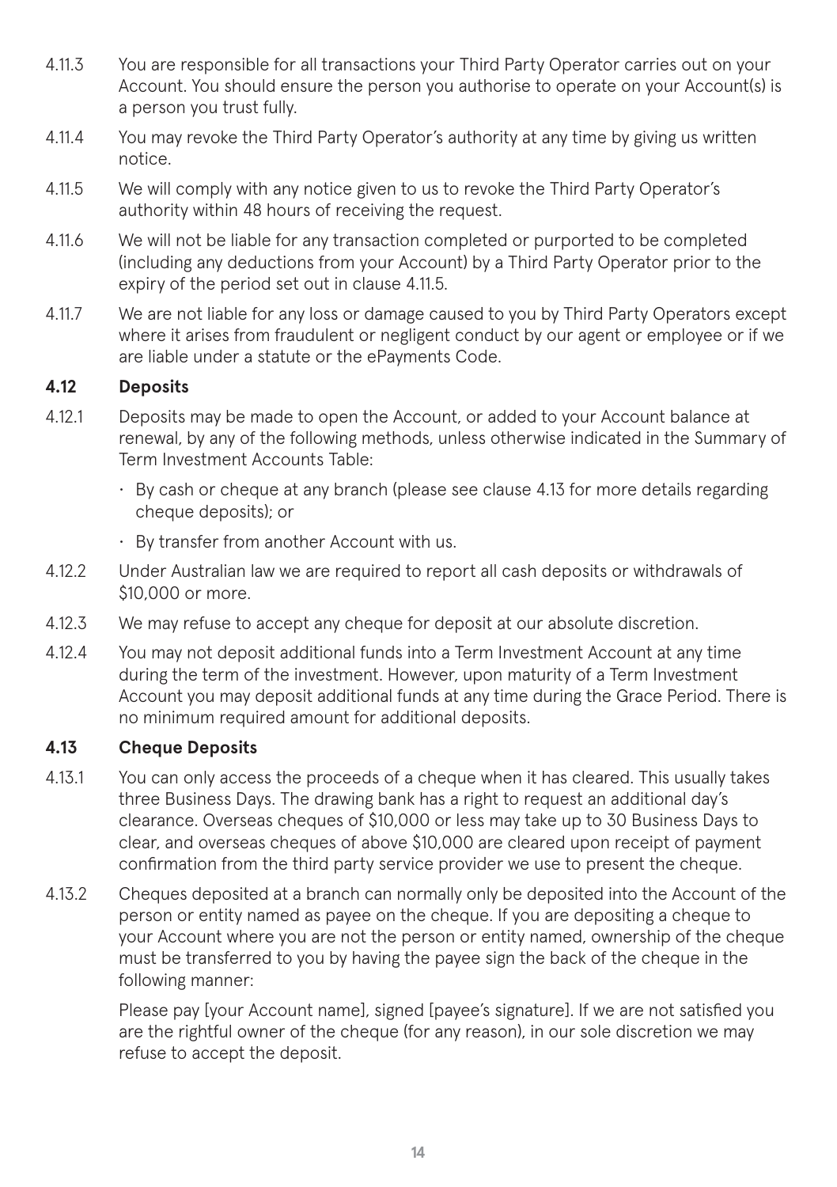4.11.3 You are responsible for all transactions your Third Party Operator carries out on your Account. You should ensure the person you authorise to operate on your Account(s) is a person you trust fully.

4.11.4 You may revoke the Third Party Operator's authority at any time by giving us written notice.

4.11.5 We will comply with any notice given to us to revoke the Third Party Operator's authority within 48 hours of receiving the request.

4.11.6 We will not be liable for any transaction completed or purported to be completed (including any deductions from your Account) by a Third Party Operator prior to the expiry of the period set out in clause 4.11.5.

4.11.7 We are not liable for any loss or damage caused to you by Third Party Operators except where it arises from fraudulent or negligent conduct by our agent or employee or if we are liable under a statute or the ePayments Code.

### 4.12 Deposits

4.12.1 Deposits may be made to open the Account, or added to your Account balance at renewal, by any of the following methods, unless otherwise indicated in the Summary of Term Investment Accounts Table:

- By cash or cheque at any branch (please see clause 4.13 for more details regarding cheque deposits); or
- By transfer from another Account with us.

4.12.2 Under Australian law we are required to report all cash deposits or withdrawals of $10,000 or more.

4.12.3 We may refuse to accept any cheque for deposit at our absolute discretion.

4.12.4 You may not deposit additional funds into a Term Investment Account at any time during the term of the investment. However, upon maturity of a Term Investment Account you may deposit additional funds at any time during the Grace Period. There is no minimum required amount for additional deposits.

### 4.13 Cheque Deposits

4.13.1 You can only access the proceeds of a cheque when it has cleared. This usually takes three Business Days. The drawing bank has a right to request an additional day's clearance. Overseas cheques of $10,000 or less may take up to 30 Business Days to clear, and overseas cheques of above $10,000 are cleared upon receipt of payment confirmation from the third party service provider we use to present the cheque.

4.13.2 Cheques deposited at a branch can normally only be deposited into the Account of the person or entity named as payee on the cheque. If you are depositing a cheque to your Account where you are not the person or entity named, ownership of the cheque must be transferred to you by having the payee sign the back of the cheque in the following manner:

Please pay [your Account name], signed [payee's signature]. If we are not satisfied you are the rightful owner of the cheque (for any reason), in our sole discretion we may refuse to accept the deposit.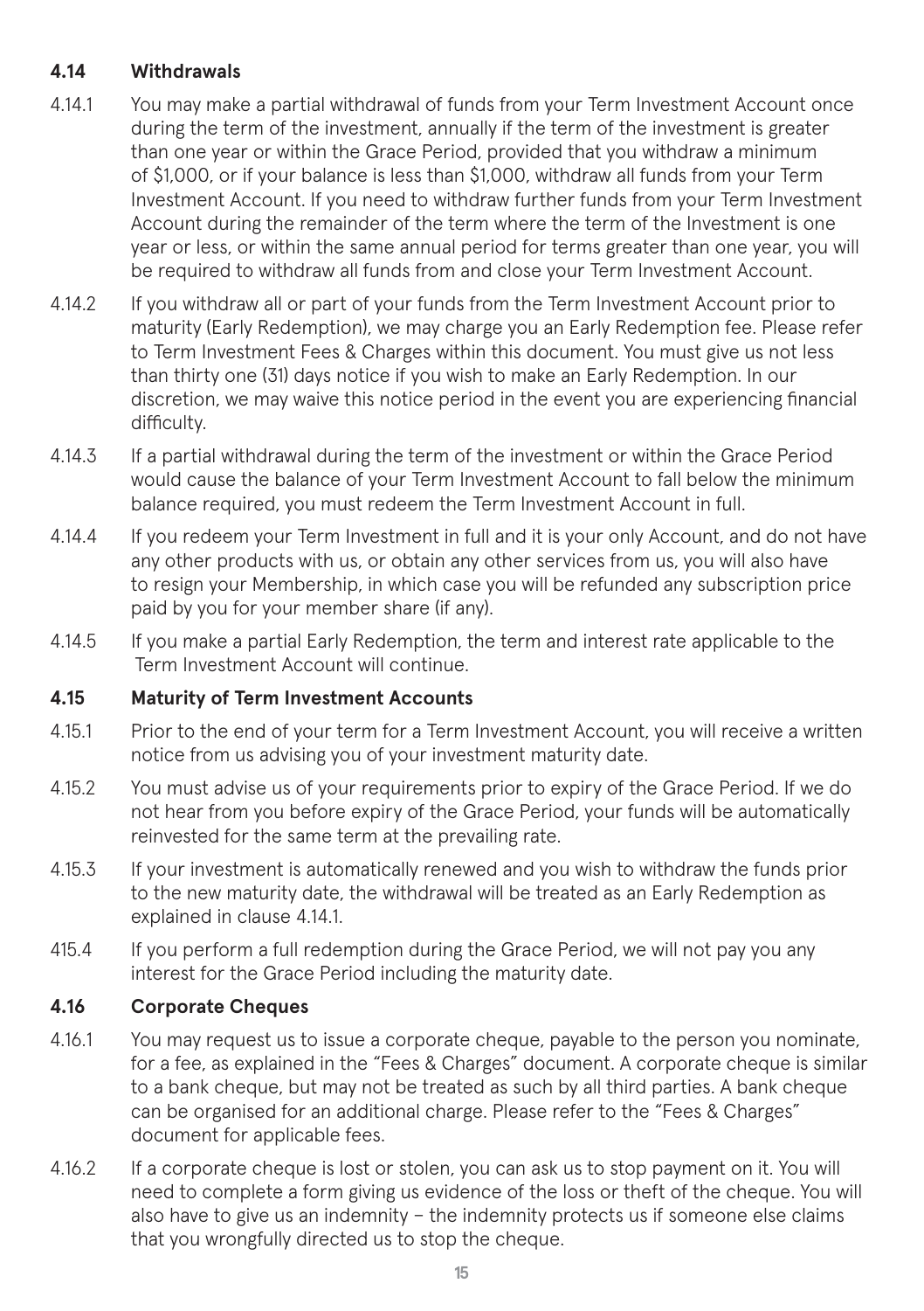### 4.14 Withdrawals

4.14.1 You may make a partial withdrawal of funds from your Term Investment Account once during the term of the investment, annually if the term of the investment is greater than one year or within the Grace Period, provided that you withdraw a minimum of $1,000, or if your balance is less than $1,000, withdraw all funds from your Term Investment Account. If you need to withdraw further funds from your Term Investment Account during the remainder of the term where the term of the Investment is one year or less, or within the same annual period for terms greater than one year, you will be required to withdraw all funds from and close your Term Investment Account.

4.14.2 If you withdraw all or part of your funds from the Term Investment Account prior to maturity (Early Redemption), we may charge you an Early Redemption fee. Please refer to Term Investment Fees & Charges within this document. You must give us not less than thirty one (31) days notice if you wish to make an Early Redemption. In our discretion, we may waive this notice period in the event you are experiencing financial difficulty.

4.14.3 If a partial withdrawal during the term of the investment or within the Grace Period would cause the balance of your Term Investment Account to fall below the minimum balance required, you must redeem the Term Investment Account in full.

4.14.4 If you redeem your Term Investment in full and it is your only Account, and do not have any other products with us, or obtain any other services from us, you will also have to resign your Membership, in which case you will be refunded any subscription price paid by you for your member share (if any).

4.14.5 If you make a partial Early Redemption, the term and interest rate applicable to the Term Investment Account will continue.

### 4.15 Maturity of Term Investment Accounts

4.15.1 Prior to the end of your term for a Term Investment Account, you will receive a written notice from us advising you of your investment maturity date.

4.15.2 You must advise us of your requirements prior to expiry of the Grace Period. If we do not hear from you before expiry of the Grace Period, your funds will be automatically reinvested for the same term at the prevailing rate.

4.15.3 If your investment is automatically renewed and you wish to withdraw the funds prior to the new maturity date, the withdrawal will be treated as an Early Redemption as explained in clause 4.14.1.

415.4 If you perform a full redemption during the Grace Period, we will not pay you any interest for the Grace Period including the maturity date.

### 4.16 Corporate Cheques

4.16.1 You may request us to issue a corporate cheque, payable to the person you nominate, for a fee, as explained in the "Fees & Charges" document. A corporate cheque is similar to a bank cheque, but may not be treated as such by all third parties. A bank cheque can be organised for an additional charge. Please refer to the "Fees & Charges" document for applicable fees.

4.16.2 If a corporate cheque is lost or stolen, you can ask us to stop payment on it. You will need to complete a form giving us evidence of the loss or theft of the cheque. You will also have to give us an indemnity – the indemnity protects us if someone else claims that you wrongfully directed us to stop the cheque.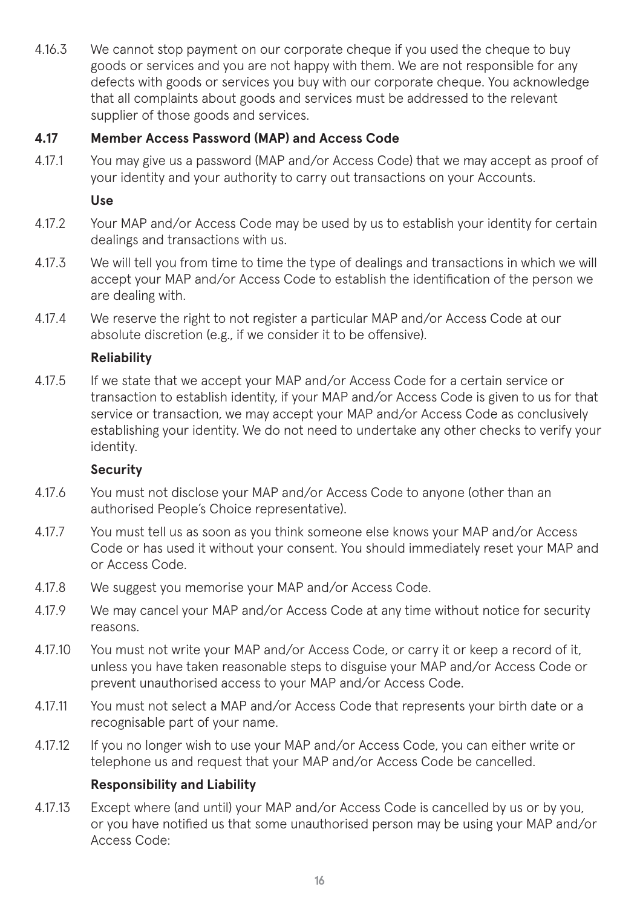4.16.3 We cannot stop payment on our corporate cheque if you used the cheque to buy goods or services and you are not happy with them. We are not responsible for any defects with goods or services you buy with our corporate cheque. You acknowledge that all complaints about goods and services must be addressed to the relevant supplier of those goods and services.

### 4.17 Member Access Password (MAP) and Access Code

4.17.1 You may give us a password (MAP and/or Access Code) that we may accept as proof of your identity and your authority to carry out transactions on your Accounts.

**Use**

4.17.2 Your MAP and/or Access Code may be used by us to establish your identity for certain dealings and transactions with us.

4.17.3 We will tell you from time to time the type of dealings and transactions in which we will accept your MAP and/or Access Code to establish the identification of the person we are dealing with.

4.17.4 We reserve the right to not register a particular MAP and/or Access Code at our absolute discretion (e.g., if we consider it to be offensive).

**Reliability**

4.17.5 If we state that we accept your MAP and/or Access Code for a certain service or transaction to establish identity, if your MAP and/or Access Code is given to us for that service or transaction, we may accept your MAP and/or Access Code as conclusively establishing your identity. We do not need to undertake any other checks to verify your identity.

**Security**

4.17.6 You must not disclose your MAP and/or Access Code to anyone (other than an authorised People's Choice representative).

4.17.7 You must tell us as soon as you think someone else knows your MAP and/or Access Code or has used it without your consent. You should immediately reset your MAP and or Access Code.

4.17.8 We suggest you memorise your MAP and/or Access Code.

4.17.9 We may cancel your MAP and/or Access Code at any time without notice for security reasons.

4.17.10 You must not write your MAP and/or Access Code, or carry it or keep a record of it, unless you have taken reasonable steps to disguise your MAP and/or Access Code or prevent unauthorised access to your MAP and/or Access Code.

4.17.11 You must not select a MAP and/or Access Code that represents your birth date or a recognisable part of your name.

4.17.12 If you no longer wish to use your MAP and/or Access Code, you can either write or telephone us and request that your MAP and/or Access Code be cancelled.

**Responsibility and Liability**

4.17.13 Except where (and until) your MAP and/or Access Code is cancelled by us or by you, or you have notified us that some unauthorised person may be using your MAP and/or Access Code: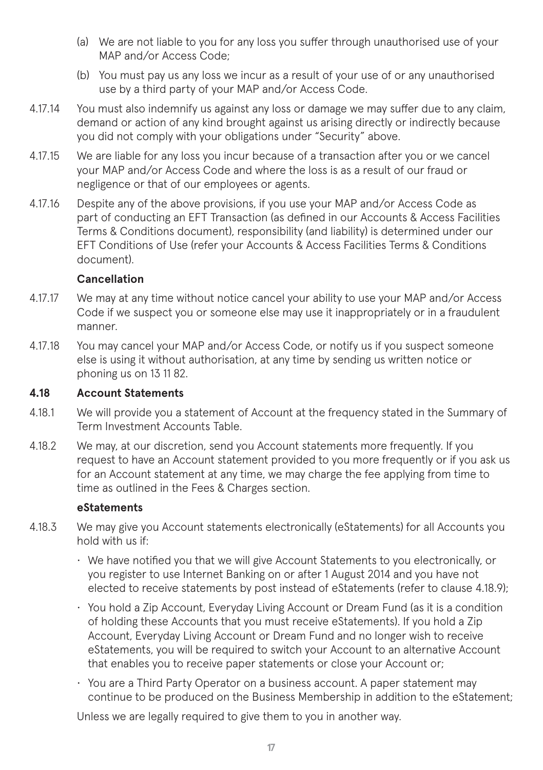(a) We are not liable to you for any loss you suffer through unauthorised use of your MAP and/or Access Code;

(b) You must pay us any loss we incur as a result of your use of or any unauthorised use by a third party of your MAP and/or Access Code.

4.17.14 You must also indemnify us against any loss or damage we may suffer due to any claim, demand or action of any kind brought against us arising directly or indirectly because you did not comply with your obligations under "Security" above.

4.17.15 We are liable for any loss you incur because of a transaction after you or we cancel your MAP and/or Access Code and where the loss is as a result of our fraud or negligence or that of our employees or agents.

4.17.16 Despite any of the above provisions, if you use your MAP and/or Access Code as part of conducting an EFT Transaction (as defined in our Accounts & Access Facilities Terms & Conditions document), responsibility (and liability) is determined under our EFT Conditions of Use (refer your Accounts & Access Facilities Terms & Conditions document).

**Cancellation**

4.17.17 We may at any time without notice cancel your ability to use your MAP and/or Access Code if we suspect you or someone else may use it inappropriately or in a fraudulent manner.

4.17.18 You may cancel your MAP and/or Access Code, or notify us if you suspect someone else is using it without authorisation, at any time by sending us written notice or phoning us on 13 11 82.

### 4.18 Account Statements

4.18.1 We will provide you a statement of Account at the frequency stated in the Summary of Term Investment Accounts Table.

4.18.2 We may, at our discretion, send you Account statements more frequently. If you request to have an Account statement provided to you more frequently or if you ask us for an Account statement at any time, we may charge the fee applying from time to time as outlined in the Fees & Charges section.

**eStatements**

4.18.3 We may give you Account statements electronically (eStatements) for all Accounts you hold with us if:

- We have notified you that we will give Account Statements to you electronically, or you register to use Internet Banking on or after 1 August 2014 and you have not elected to receive statements by post instead of eStatements (refer to clause 4.18.9);
- You hold a Zip Account, Everyday Living Account or Dream Fund (as it is a condition of holding these Accounts that you must receive eStatements). If you hold a Zip Account, Everyday Living Account or Dream Fund and no longer wish to receive eStatements, you will be required to switch your Account to an alternative Account that enables you to receive paper statements or close your Account or;
- You are a Third Party Operator on a business account. A paper statement may continue to be produced on the Business Membership in addition to the eStatement;

Unless we are legally required to give them to you in another way.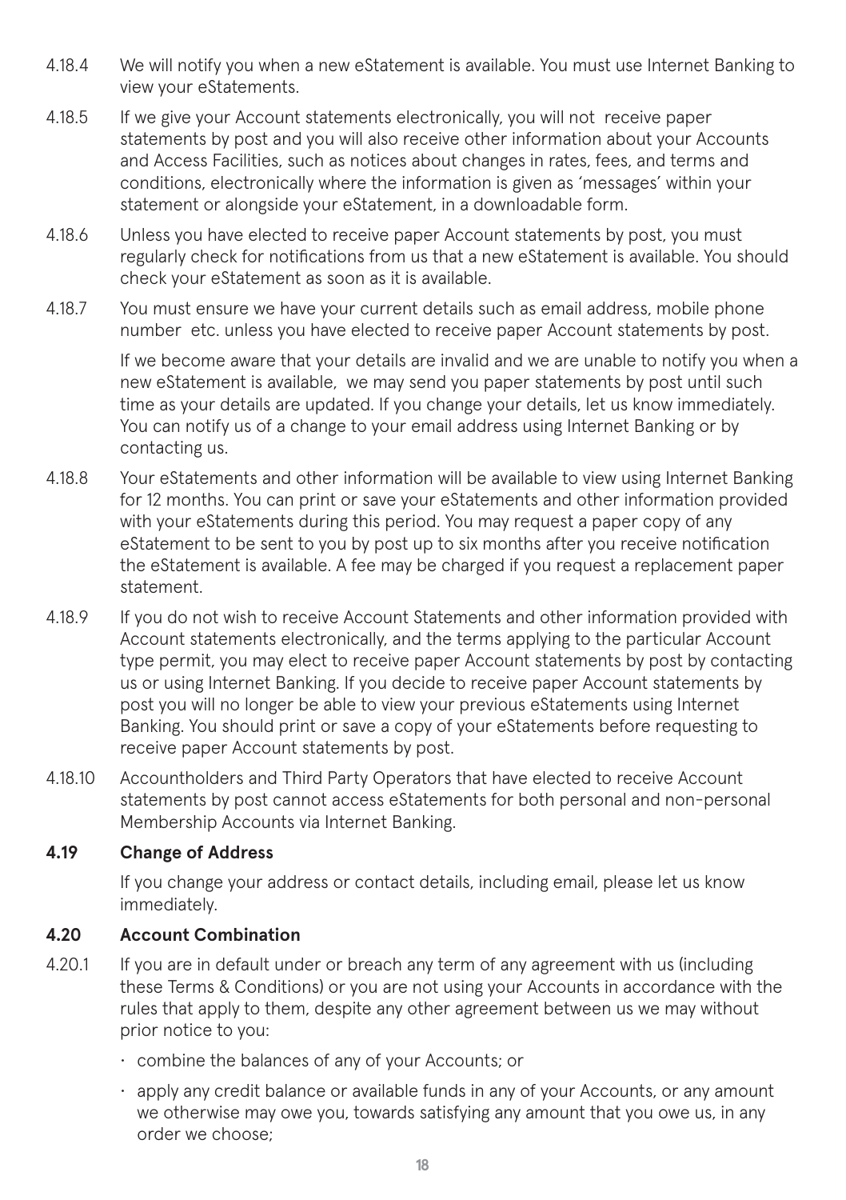4.18.4 We will notify you when a new eStatement is available. You must use Internet Banking to view your eStatements.

4.18.5 If we give your Account statements electronically, you will not receive paper statements by post and you will also receive other information about your Accounts and Access Facilities, such as notices about changes in rates, fees, and terms and conditions, electronically where the information is given as 'messages' within your statement or alongside your eStatement, in a downloadable form.

4.18.6 Unless you have elected to receive paper Account statements by post, you must regularly check for notifications from us that a new eStatement is available. You should check your eStatement as soon as it is available.

4.18.7 You must ensure we have your current details such as email address, mobile phone number etc. unless you have elected to receive paper Account statements by post.

If we become aware that your details are invalid and we are unable to notify you when a new eStatement is available, we may send you paper statements by post until such time as your details are updated. If you change your details, let us know immediately. You can notify us of a change to your email address using Internet Banking or by contacting us.

4.18.8 Your eStatements and other information will be available to view using Internet Banking for 12 months. You can print or save your eStatements and other information provided with your eStatements during this period. You may request a paper copy of any eStatement to be sent to you by post up to six months after you receive notification the eStatement is available. A fee may be charged if you request a replacement paper statement.

4.18.9 If you do not wish to receive Account Statements and other information provided with Account statements electronically, and the terms applying to the particular Account type permit, you may elect to receive paper Account statements by post by contacting us or using Internet Banking. If you decide to receive paper Account statements by post you will no longer be able to view your previous eStatements using Internet Banking. You should print or save a copy of your eStatements before requesting to receive paper Account statements by post.

4.18.10 Accountholders and Third Party Operators that have elected to receive Account statements by post cannot access eStatements for both personal and non-personal Membership Accounts via Internet Banking.

### 4.19 Change of Address

If you change your address or contact details, including email, please let us know immediately.

### 4.20 Account Combination

4.20.1 If you are in default under or breach any term of any agreement with us (including these Terms & Conditions) or you are not using your Accounts in accordance with the rules that apply to them, despite any other agreement between us we may without prior notice to you:

- combine the balances of any of your Accounts; or
- apply any credit balance or available funds in any of your Accounts, or any amount we otherwise may owe you, towards satisfying any amount that you owe us, in any order we choose;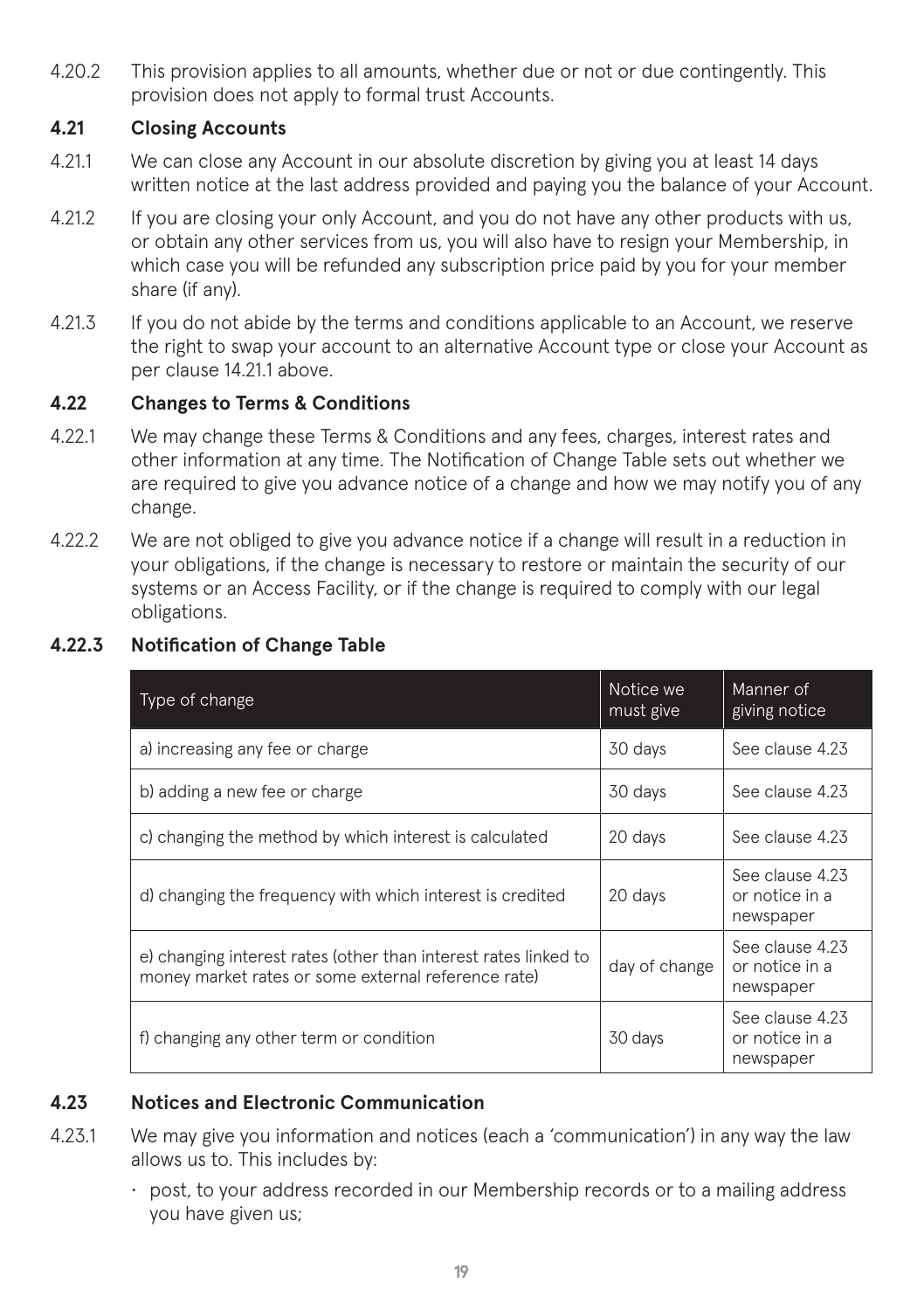4.20.2 This provision applies to all amounts, whether due or not or due contingently. This provision does not apply to formal trust Accounts.

### 4.21 Closing Accounts

4.21.1 We can close any Account in our absolute discretion by giving you at least 14 days written notice at the last address provided and paying you the balance of your Account.

4.21.2 If you are closing your only Account, and you do not have any other products with us, or obtain any other services from us, you will also have to resign your Membership, in which case you will be refunded any subscription price paid by you for your member share (if any).

4.21.3 If you do not abide by the terms and conditions applicable to an Account, we reserve the right to swap your account to an alternative Account type or close your Account as per clause 14.21.1 above.

### 4.22 Changes to Terms & Conditions

4.22.1 We may change these Terms & Conditions and any fees, charges, interest rates and other information at any time. The Notification of Change Table sets out whether we are required to give you advance notice of a change and how we may notify you of any change.

4.22.2 We are not obliged to give you advance notice if a change will result in a reduction in your obligations, if the change is necessary to restore or maintain the security of our systems or an Access Facility, or if the change is required to comply with our legal obligations.

### 4.22.3 Notification of Change Table

| Type of change | Notice we must give | Manner of giving notice |
|---|---|---|
| a) increasing any fee or charge | 30 days | See clause 4.23 |
| b) adding a new fee or charge | 30 days | See clause 4.23 |
| c) changing the method by which interest is calculated | 20 days | See clause 4.23 |
| d) changing the frequency with which interest is credited | 20 days | See clause 4.23 or notice in a newspaper |
| e) changing interest rates (other than interest rates linked to money market rates or some external reference rate) | day of change | See clause 4.23 or notice in a newspaper |
| f) changing any other term or condition | 30 days | See clause 4.23 or notice in a newspaper |

### 4.23 Notices and Electronic Communication

4.23.1 We may give you information and notices (each a 'communication') in any way the law allows us to. This includes by:

- post, to your address recorded in our Membership records or to a mailing address you have given us;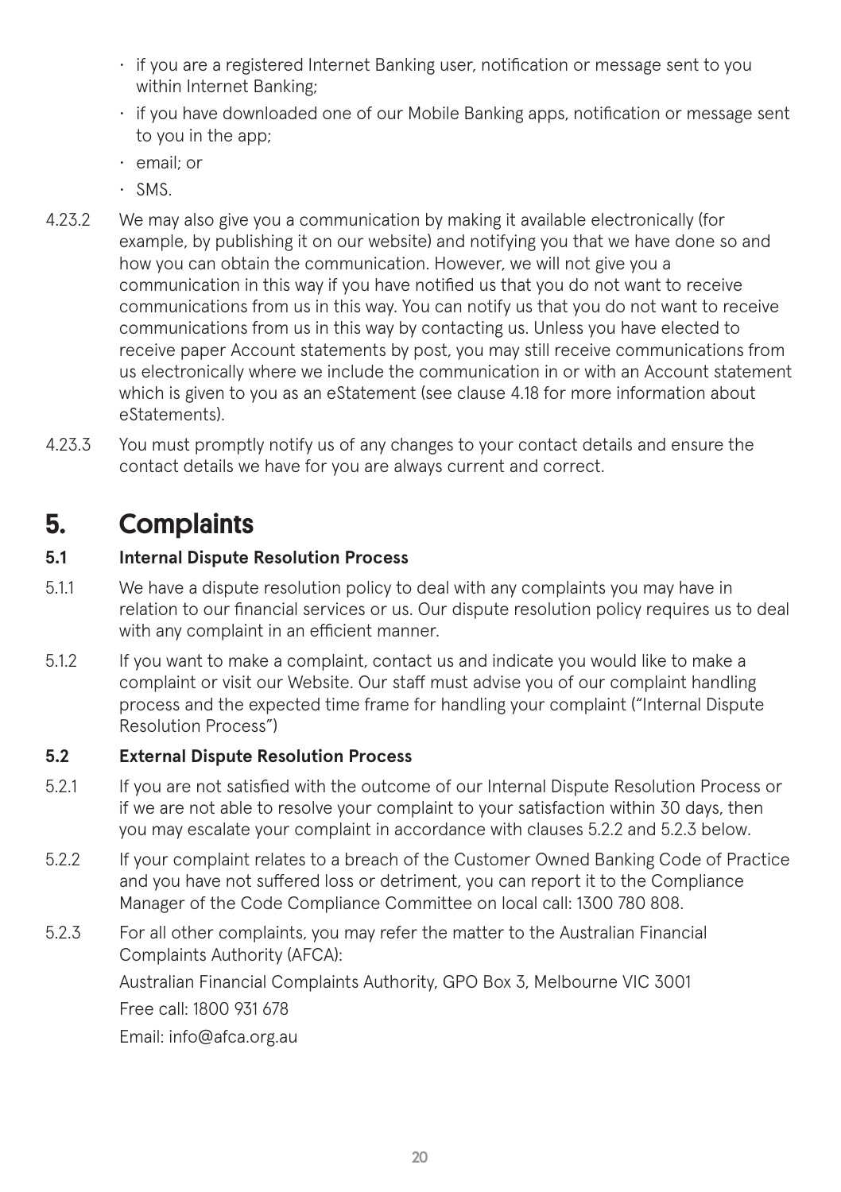- if you are a registered Internet Banking user, notification or message sent to you within Internet Banking;
- if you have downloaded one of our Mobile Banking apps, notification or message sent to you in the app;
- email; or
- SMS.

4.23.2 We may also give you a communication by making it available electronically (for example, by publishing it on our website) and notifying you that we have done so and how you can obtain the communication. However, we will not give you a communication in this way if you have notified us that you do not want to receive communications from us in this way. You can notify us that you do not want to receive communications from us in this way by contacting us. Unless you have elected to receive paper Account statements by post, you may still receive communications from us electronically where we include the communication in or with an Account statement which is given to you as an eStatement (see clause 4.18 for more information about eStatements).

4.23.3 You must promptly notify us of any changes to your contact details and ensure the contact details we have for you are always current and correct.

# 5. Complaints

### 5.1 Internal Dispute Resolution Process

5.1.1 We have a dispute resolution policy to deal with any complaints you may have in relation to our financial services or us. Our dispute resolution policy requires us to deal with any complaint in an efficient manner.

5.1.2 If you want to make a complaint, contact us and indicate you would like to make a complaint or visit our Website. Our staff must advise you of our complaint handling process and the expected time frame for handling your complaint ("Internal Dispute Resolution Process")

### 5.2 External Dispute Resolution Process

5.2.1 If you are not satisfied with the outcome of our Internal Dispute Resolution Process or if we are not able to resolve your complaint to your satisfaction within 30 days, then you may escalate your complaint in accordance with clauses 5.2.2 and 5.2.3 below.

5.2.2 If your complaint relates to a breach of the Customer Owned Banking Code of Practice and you have not suffered loss or detriment, you can report it to the Compliance Manager of the Code Compliance Committee on local call: 1300 780 808.

5.2.3 For all other complaints, you may refer the matter to the Australian Financial Complaints Authority (AFCA):

Australian Financial Complaints Authority, GPO Box 3, Melbourne VIC 3001

Free call: 1800 931 678

Email: info@afca.org.au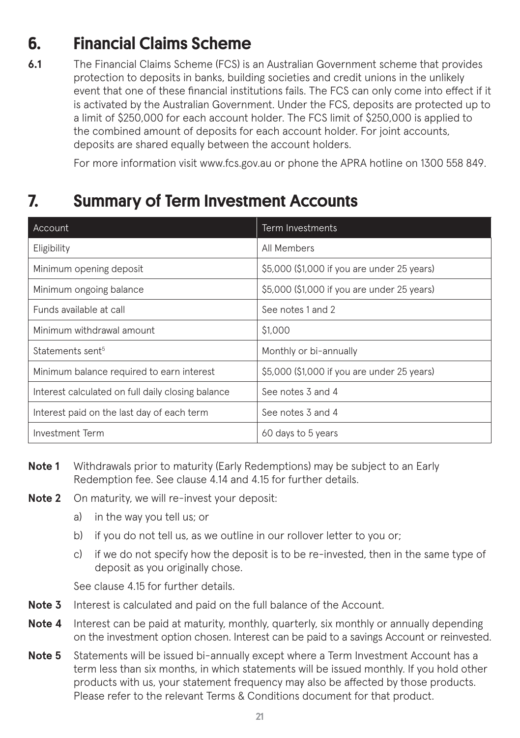## 6. Financial Claims Scheme

**6.1** The Financial Claims Scheme (FCS) is an Australian Government scheme that provides protection to deposits in banks, building societies and credit unions in the unlikely event that one of these financial institutions fails. The FCS can only come into effect if it is activated by the Australian Government. Under the FCS, deposits are protected up to a limit of $250,000 for each account holder. The FCS limit of $250,000 is applied to the combined amount of deposits for each account holder. For joint accounts, deposits are shared equally between the account holders.

For more information visit www.fcs.gov.au or phone the APRA hotline on 1300 558 849.

## 7. Summary of Term Investment Accounts

| Account | Term Investments |
|---|---|
| Eligibility | All Members |
| Minimum opening deposit | $5,000 ($1,000 if you are under 25 years) |
| Minimum ongoing balance | $5,000 ($1,000 if you are under 25 years) |
| Funds available at call | See notes 1 and 2 |
| Minimum withdrawal amount | $1,000 |
| Statements sent[5] | Monthly or bi-annually |
| Minimum balance required to earn interest | $5,000 ($1,000 if you are under 25 years) |
| Interest calculated on full daily closing balance | See notes 3 and 4 |
| Interest paid on the last day of each term | See notes 3 and 4 |
| Investment Term | 60 days to 5 years |

**Note 1** Withdrawals prior to maturity (Early Redemptions) may be subject to an Early Redemption fee. See clause 4.14 and 4.15 for further details.

**Note 2** On maturity, we will re-invest your deposit:

a) in the way you tell us; or

b) if you do not tell us, as we outline in our rollover letter to you or;

c) if we do not specify how the deposit is to be re-invested, then in the same type of deposit as you originally chose.

See clause 4.15 for further details.

**Note 3** Interest is calculated and paid on the full balance of the Account.

**Note 4** Interest can be paid at maturity, monthly, quarterly, six monthly or annually depending on the investment option chosen. Interest can be paid to a savings Account or reinvested.

**Note 5** Statements will be issued bi-annually except where a Term Investment Account has a term less than six months, in which statements will be issued monthly. If you hold other products with us, your statement frequency may also be affected by those products. Please refer to the relevant Terms & Conditions document for that product.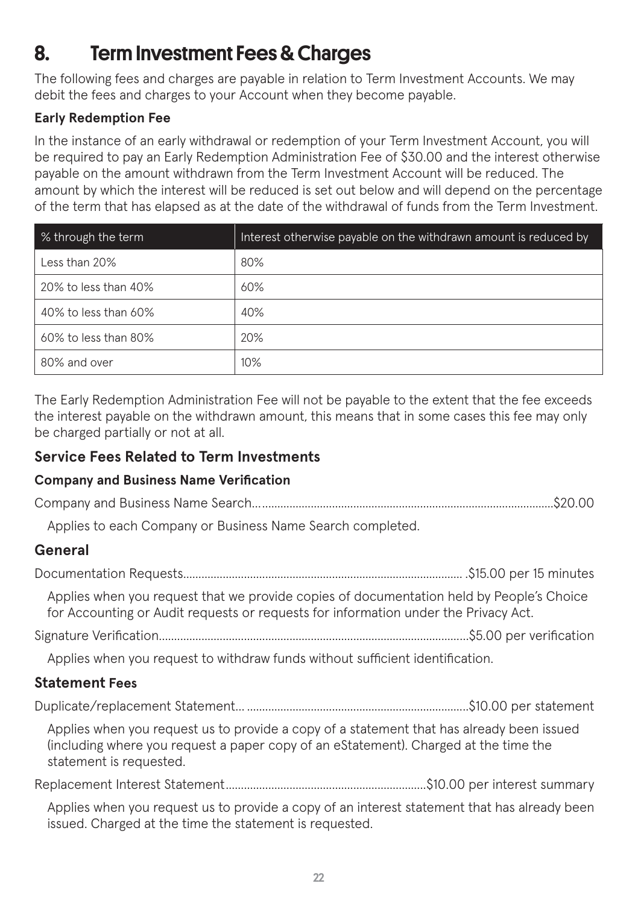# 8. Term Investment Fees & Charges

The following fees and charges are payable in relation to Term Investment Accounts. We may debit the fees and charges to your Account when they become payable.

### Early Redemption Fee

In the instance of an early withdrawal or redemption of your Term Investment Account, you will be required to pay an Early Redemption Administration Fee of $30.00 and the interest otherwise payable on the amount withdrawn from the Term Investment Account will be reduced. The amount by which the interest will be reduced is set out below and will depend on the percentage of the term that has elapsed as at the date of the withdrawal of funds from the Term Investment.

| % through the term | Interest otherwise payable on the withdrawn amount is reduced by |
|---|---|
| Less than 20% | 80% |
| 20% to less than 40% | 60% |
| 40% to less than 60% | 40% |
| 60% to less than 80% | 20% |
| 80% and over | 10% |

The Early Redemption Administration Fee will not be payable to the extent that the fee exceeds the interest payable on the withdrawn amount, this means that in some cases this fee may only be charged partially or not at all.

## Service Fees Related to Term Investments

### Company and Business Name Verification

Company and Business Name Search.......$20.00

Applies to each Company or Business Name Search completed.

## General

Documentation Requests.......$15.00 per 15 minutes

Applies when you request that we provide copies of documentation held by People's Choice for Accounting or Audit requests or requests for information under the Privacy Act.

Signature Verification.......$5.00 per verification

Applies when you request to withdraw funds without sufficient identification.

## Statement Fees

Duplicate/replacement Statement.......$10.00 per statement

Applies when you request us to provide a copy of a statement that has already been issued (including where you request a paper copy of an eStatement). Charged at the time the statement is requested.

Replacement Interest Statement.......$10.00 per interest summary

Applies when you request us to provide a copy of an interest statement that has already been issued. Charged at the time the statement is requested.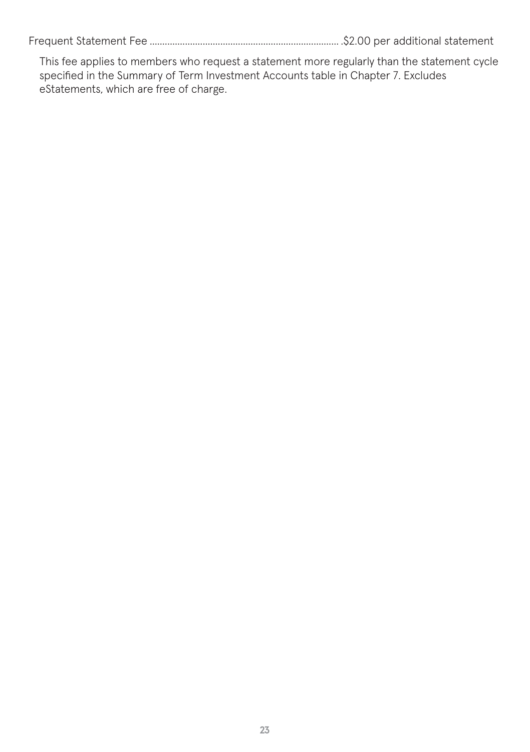Frequent Statement Fee .......................................................................... .$2.00 per additional statement

This fee applies to members who request a statement more regularly than the statement cycle specified in the Summary of Term Investment Accounts table in Chapter 7. Excludes eStatements, which are free of charge.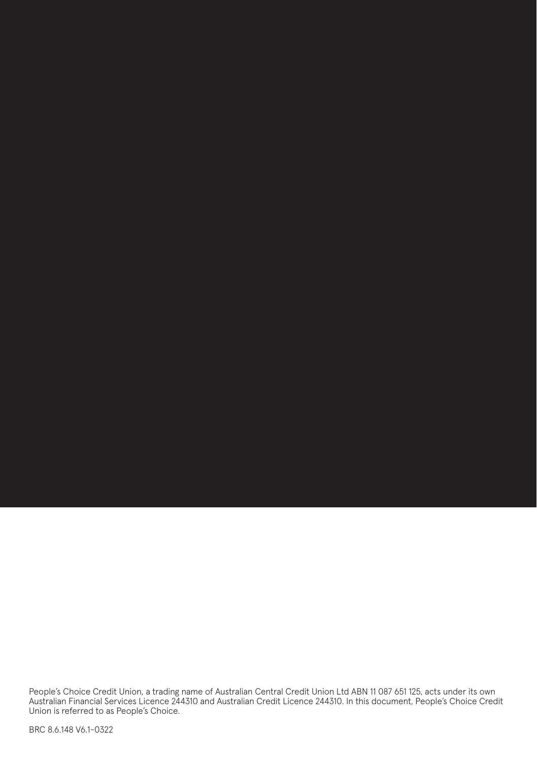People's Choice Credit Union, a trading name of Australian Central Credit Union Ltd ABN 11 087 651 125, acts under its own Australian Financial Services Licence 244310 and Australian Credit Licence 244310. In this document, People's Choice Credit Union is referred to as People's Choice.

BRC 8.6.148 V6.1-0322